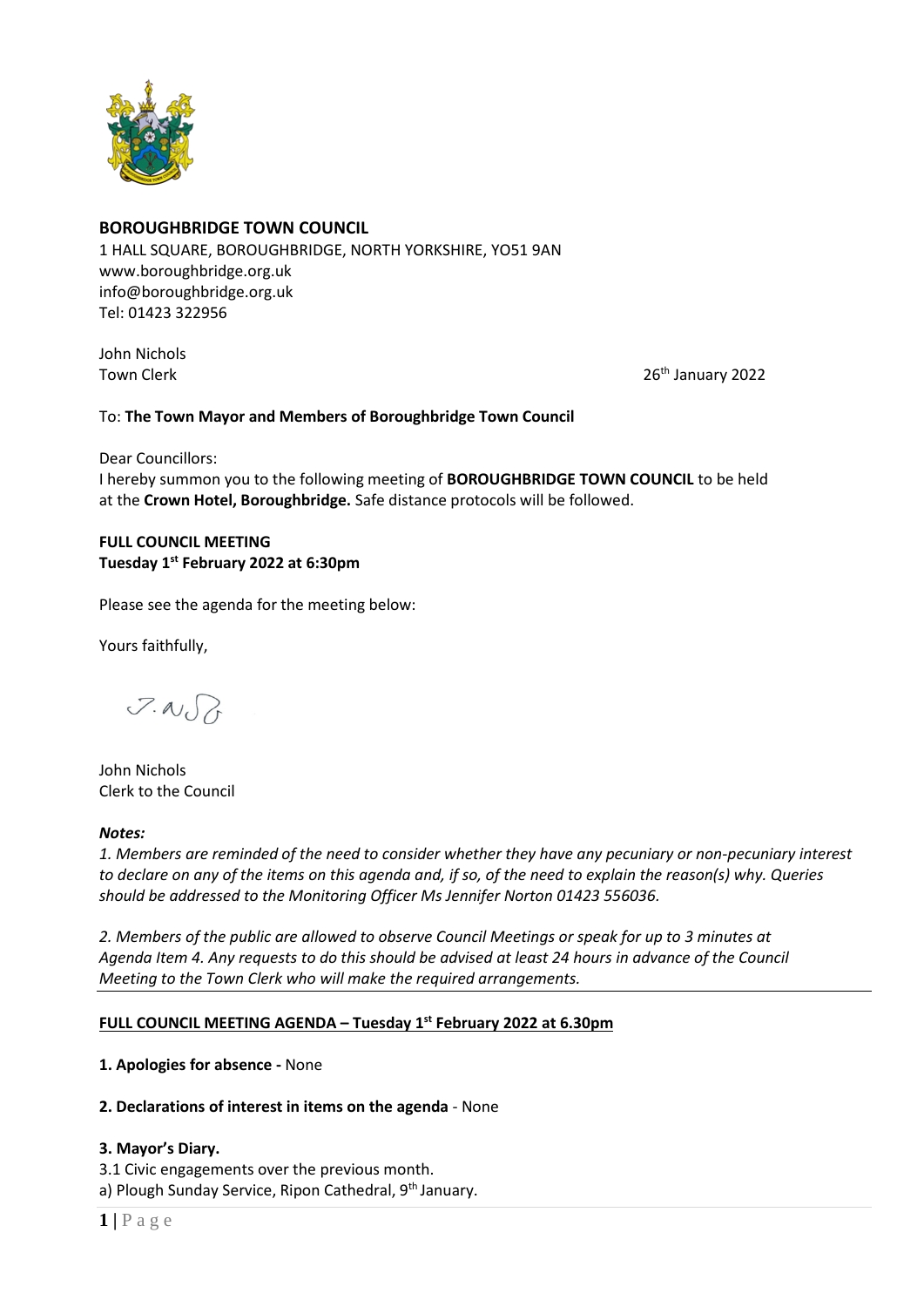## BOROUGHBRIDGE TOWN COUNCIL

1 HALL SQUARE, BOROUGHBRIDGE, NORTH YORKSHIRE, YO51 9AN
www.boroughbridge.org.uk
info@boroughbridge.org.uk
Tel: 01423 322956

John Nichols
Town Clerk

26th January 2022

To: **The Town Mayor and Members of Boroughbridge Town Council**

Dear Councillors:
I hereby summon you to the following meeting of **BOROUGHBRIDGE TOWN COUNCIL** to be held at the **Crown Hotel, Boroughbridge.** Safe distance protocols will be followed.

**FULL COUNCIL MEETING**
**Tuesday 1st February 2022 at 6:30pm**

Please see the agenda for the meeting below:

Yours faithfully,

John Nichols
Clerk to the Council

***Notes:***
*1. Members are reminded of the need to consider whether they have any pecuniary or non-pecuniary interest to declare on any of the items on this agenda and, if so, of the need to explain the reason(s) why. Queries should be addressed to the Monitoring Officer Ms Jennifer Norton 01423 556036.*

*2. Members of the public are allowed to observe Council Meetings or speak for up to 3 minutes at Agenda Item 4. Any requests to do this should be advised at least 24 hours in advance of the Council Meeting to the Town Clerk who will make the required arrangements.*

---

**FULL COUNCIL MEETING AGENDA – Tuesday 1st February 2022 at 6.30pm**

**1. Apologies for absence -** None

**2. Declarations of interest in items on the agenda** - None

**3. Mayor's Diary.**
3.1 Civic engagements over the previous month.
a) Plough Sunday Service, Ripon Cathedral, 9th January.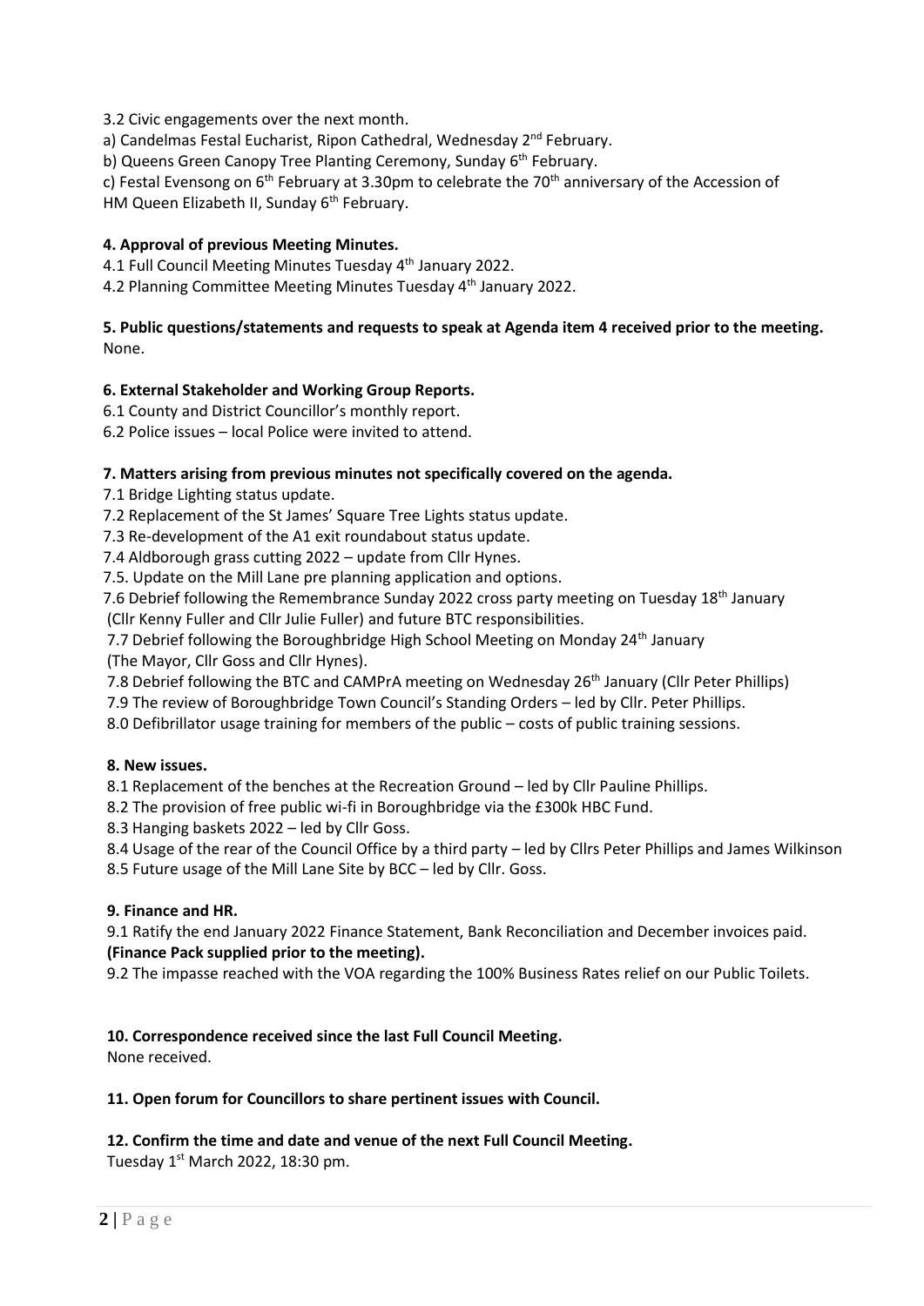3.2 Civic engagements over the next month.

a) Candelmas Festal Eucharist, Ripon Cathedral, Wednesday 2nd February.

b) Queens Green Canopy Tree Planting Ceremony, Sunday 6th February.

c) Festal Evensong on 6th February at 3.30pm to celebrate the 70th anniversary of the Accession of HM Queen Elizabeth II, Sunday 6th February.

**4. Approval of previous Meeting Minutes.**

4.1 Full Council Meeting Minutes Tuesday 4th January 2022.

4.2 Planning Committee Meeting Minutes Tuesday 4th January 2022.

**5. Public questions/statements and requests to speak at Agenda item 4 received prior to the meeting.**

None.

**6. External Stakeholder and Working Group Reports.**

6.1 County and District Councillor's monthly report.

6.2 Police issues – local Police were invited to attend.

**7. Matters arising from previous minutes not specifically covered on the agenda.**

7.1 Bridge Lighting status update.

7.2 Replacement of the St James' Square Tree Lights status update.

7.3 Re-development of the A1 exit roundabout status update.

7.4 Aldborough grass cutting 2022 – update from Cllr Hynes.

7.5. Update on the Mill Lane pre planning application and options.

7.6 Debrief following the Remembrance Sunday 2022 cross party meeting on Tuesday 18th January (Cllr Kenny Fuller and Cllr Julie Fuller) and future BTC responsibilities.

7.7 Debrief following the Boroughbridge High School Meeting on Monday 24th January (The Mayor, Cllr Goss and Cllr Hynes).

7.8 Debrief following the BTC and CAMPrA meeting on Wednesday 26th January (Cllr Peter Phillips)

7.9 The review of Boroughbridge Town Council's Standing Orders – led by Cllr. Peter Phillips.

8.0 Defibrillator usage training for members of the public – costs of public training sessions.

**8. New issues.**

8.1 Replacement of the benches at the Recreation Ground – led by Cllr Pauline Phillips.

8.2 The provision of free public wi-fi in Boroughbridge via the £300k HBC Fund.

8.3 Hanging baskets 2022 – led by Cllr Goss.

8.4 Usage of the rear of the Council Office by a third party – led by Cllrs Peter Phillips and James Wilkinson

8.5 Future usage of the Mill Lane Site by BCC – led by Cllr. Goss.

**9. Finance and HR.**

9.1 Ratify the end January 2022 Finance Statement, Bank Reconciliation and December invoices paid. **(Finance Pack supplied prior to the meeting).**

9.2 The impasse reached with the VOA regarding the 100% Business Rates relief on our Public Toilets.

**10. Correspondence received since the last Full Council Meeting.**

None received.

**11. Open forum for Councillors to share pertinent issues with Council.**

**12. Confirm the time and date and venue of the next Full Council Meeting.**

Tuesday 1st March 2022, 18:30 pm.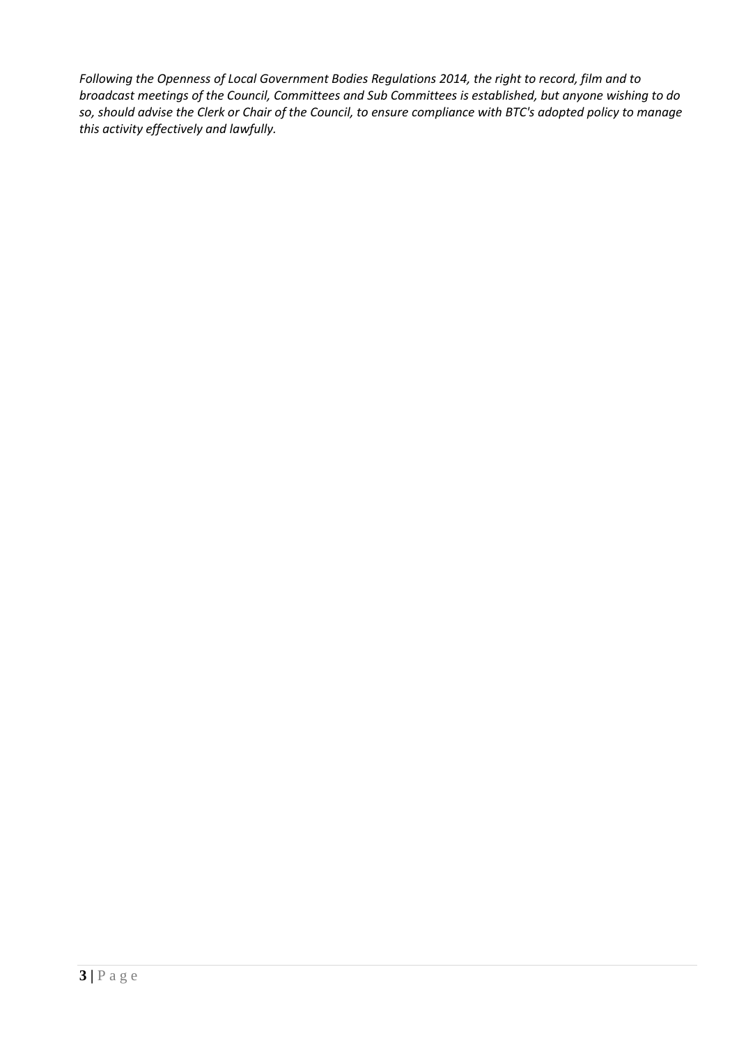*Following the Openness of Local Government Bodies Regulations 2014, the right to record, film and to broadcast meetings of the Council, Committees and Sub Committees is established, but anyone wishing to do so, should advise the Clerk or Chair of the Council, to ensure compliance with BTC's adopted policy to manage this activity effectively and lawfully.*